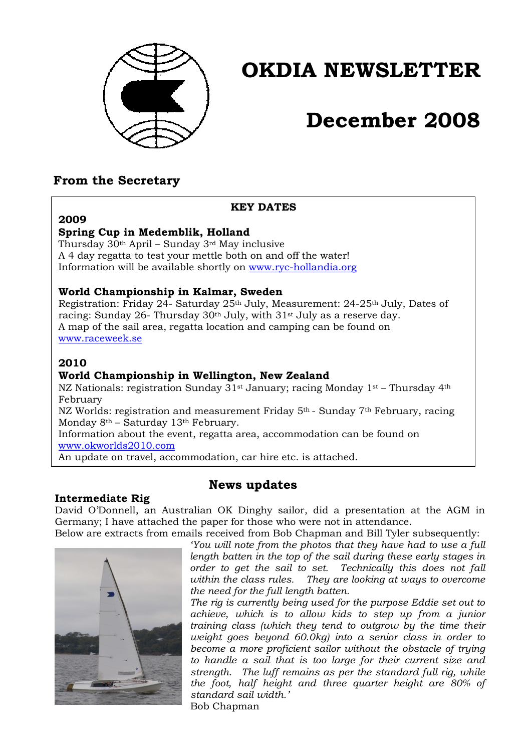# OKDIA NEWSLETTER

# December 2008

## From the Secretary

**KEY DATES**

**2009**

**Spring Cup in Medemblik, Holland**

Thursday 30th April – Sunday 3rd May inclusive
A 4 day regatta to test your mettle both on and off the water!
Information will be available shortly on www.ryc-hollandia.org

**World Championship in Kalmar, Sweden**

Registration: Friday 24- Saturday 25th July, Measurement: 24-25th July, Dates of racing: Sunday 26- Thursday 30th July, with 31st July as a reserve day.
A map of the sail area, regatta location and camping can be found on www.raceweek.se

**2010**

**World Championship in Wellington, New Zealand**

NZ Nationals: registration Sunday 31st January; racing Monday 1st – Thursday 4th February
NZ Worlds: registration and measurement Friday 5th - Sunday 7th February, racing Monday 8th – Saturday 13th February.
Information about the event, regatta area, accommodation can be found on www.okworlds2010.com
An update on travel, accommodation, car hire etc. is attached.

## News updates

### Intermediate Rig

David O'Donnell, an Australian OK Dinghy sailor, did a presentation at the AGM in Germany; I have attached the paper for those who were not in attendance.
Below are extracts from emails received from Bob Chapman and Bill Tyler subsequently:

*'You will note from the photos that they have had to use a full length batten in the top of the sail during these early stages in order to get the sail to set. Technically this does not fall within the class rules. They are looking at ways to overcome the need for the full length batten.*
*The rig is currently being used for the purpose Eddie set out to achieve, which is to allow kids to step up from a junior training class (which they tend to outgrow by the time their weight goes beyond 60.0kg) into a senior class in order to become a more proficient sailor without the obstacle of trying to handle a sail that is too large for their current size and strength. The luff remains as per the standard full rig, while the foot, half height and three quarter height are 80% of standard sail width.'*
Bob Chapman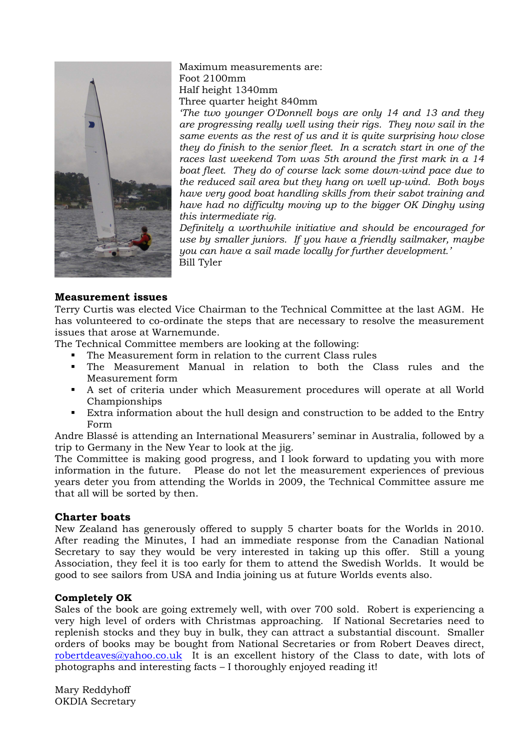Maximum measurements are:
Foot 2100mm
Half height 1340mm
Three quarter height 840mm

*'The two younger O'Donnell boys are only 14 and 13 and they are progressing really well using their rigs. They now sail in the same events as the rest of us and it is quite surprising how close they do finish to the senior fleet. In a scratch start in one of the races last weekend Tom was 5th around the first mark in a 14 boat fleet. They do of course lack some down-wind pace due to the reduced sail area but they hang on well up-wind. Both boys have very good boat handling skills from their sabot training and have had no difficulty moving up to the bigger OK Dinghy using this intermediate rig.*

*Definitely a worthwhile initiative and should be encouraged for use by smaller juniors. If you have a friendly sailmaker, maybe you can have a sail made locally for further development.'*
Bill Tyler

**Measurement issues**

Terry Curtis was elected Vice Chairman to the Technical Committee at the last AGM. He has volunteered to co-ordinate the steps that are necessary to resolve the measurement issues that arose at Warnemunde.

The Technical Committee members are looking at the following:

- The Measurement form in relation to the current Class rules
- The Measurement Manual in relation to both the Class rules and the Measurement form
- A set of criteria under which Measurement procedures will operate at all World Championships
- Extra information about the hull design and construction to be added to the Entry Form

Andre Blassé is attending an International Measurers' seminar in Australia, followed by a trip to Germany in the New Year to look at the jig.

The Committee is making good progress, and I look forward to updating you with more information in the future. Please do not let the measurement experiences of previous years deter you from attending the Worlds in 2009, the Technical Committee assure me that all will be sorted by then.

**Charter boats**

New Zealand has generously offered to supply 5 charter boats for the Worlds in 2010. After reading the Minutes, I had an immediate response from the Canadian National Secretary to say they would be very interested in taking up this offer. Still a young Association, they feel it is too early for them to attend the Swedish Worlds. It would be good to see sailors from USA and India joining us at future Worlds events also.

**Completely OK**

Sales of the book are going extremely well, with over 700 sold. Robert is experiencing a very high level of orders with Christmas approaching. If National Secretaries need to replenish stocks and they buy in bulk, they can attract a substantial discount. Smaller orders of books may be bought from National Secretaries or from Robert Deaves direct, robertdeaves@yahoo.co.uk It is an excellent history of the Class to date, with lots of photographs and interesting facts – I thoroughly enjoyed reading it!

Mary Reddyhoff
OKDIA Secretary